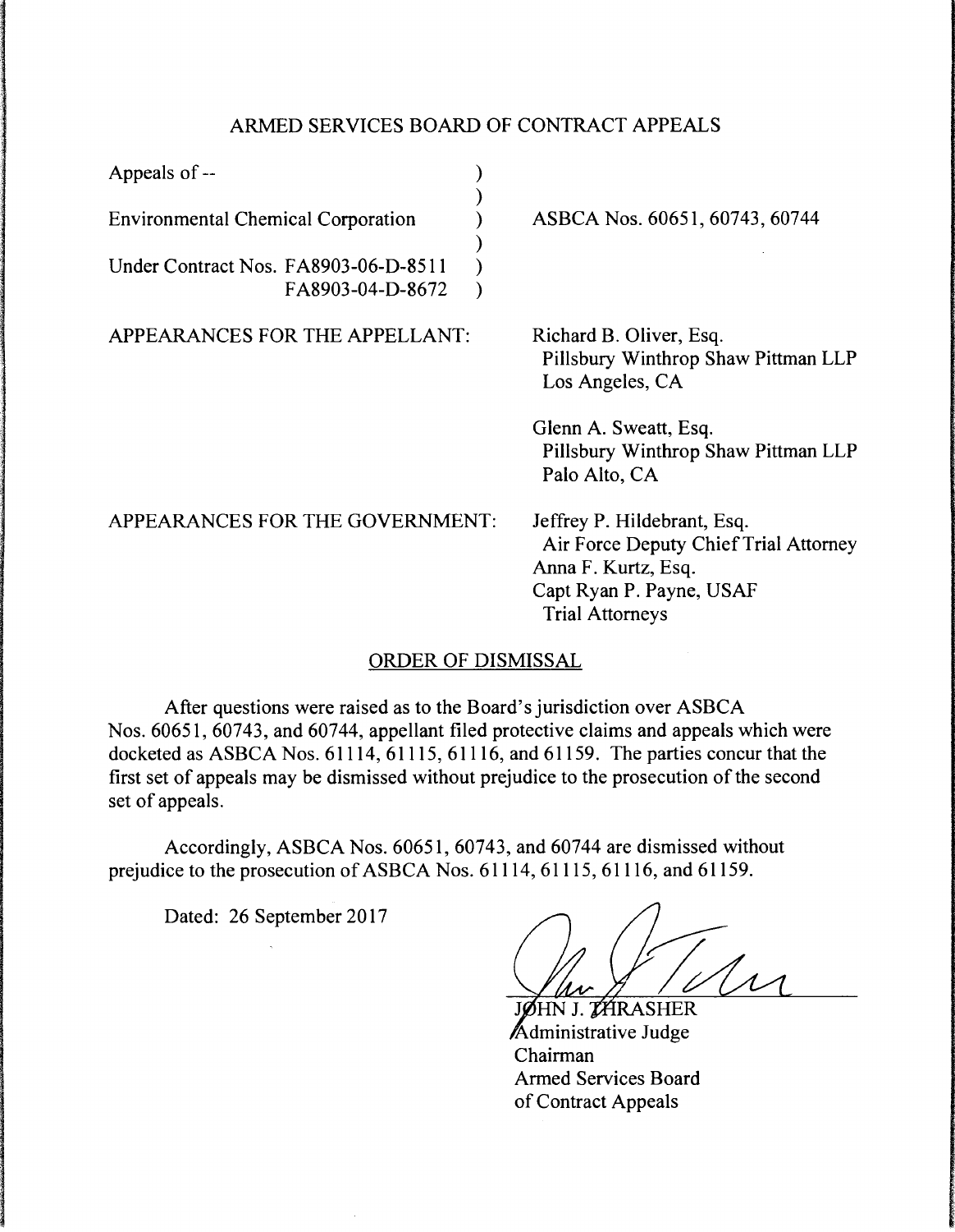# ARMED SERVICES BOARD OF CONTRACT APPEALS

| | |
|---|---|
| Appeals of -- | |
| Environmental Chemical Corporation | ASBCA Nos. 60651, 60743, 60744 |
| Under Contract Nos. FA8903-06-D-8511<br>FA8903-04-D-8672 | |

APPEARANCES FOR THE APPELLANT:

Richard B. Oliver, Esq.
Pillsbury Winthrop Shaw Pittman LLP
Los Angeles, CA

Glenn A. Sweatt, Esq.
Pillsbury Winthrop Shaw Pittman LLP
Palo Alto, CA

APPEARANCES FOR THE GOVERNMENT:

Jeffrey P. Hildebrant, Esq.
Air Force Deputy Chief Trial Attorney
Anna F. Kurtz, Esq.
Capt Ryan P. Payne, USAF
Trial Attorneys

## ORDER OF DISMISSAL

After questions were raised as to the Board's jurisdiction over ASBCA Nos. 60651, 60743, and 60744, appellant filed protective claims and appeals which were docketed as ASBCA Nos. 61114, 61115, 61116, and 61159. The parties concur that the first set of appeals may be dismissed without prejudice to the prosecution of the second set of appeals.

Accordingly, ASBCA Nos. 60651, 60743, and 60744 are dismissed without prejudice to the prosecution of ASBCA Nos. 61114, 61115, 61116, and 61159.

Dated: 26 September 2017

JOHN J. THRASHER
Administrative Judge
Chairman
Armed Services Board
of Contract Appeals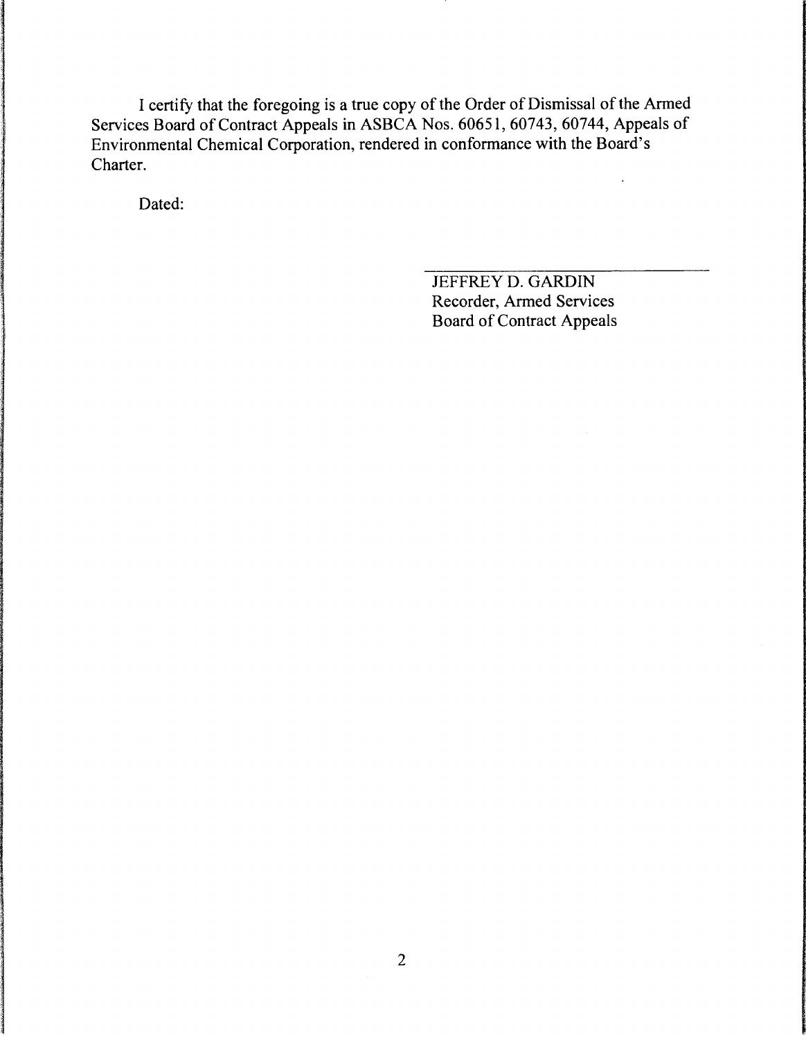I certify that the foregoing is a true copy of the Order of Dismissal of the Armed Services Board of Contract Appeals in ASBCA Nos. 60651, 60743, 60744, Appeals of Environmental Chemical Corporation, rendered in conformance with the Board's Charter.

Dated:

JEFFREY D. GARDIN
Recorder, Armed Services
Board of Contract Appeals